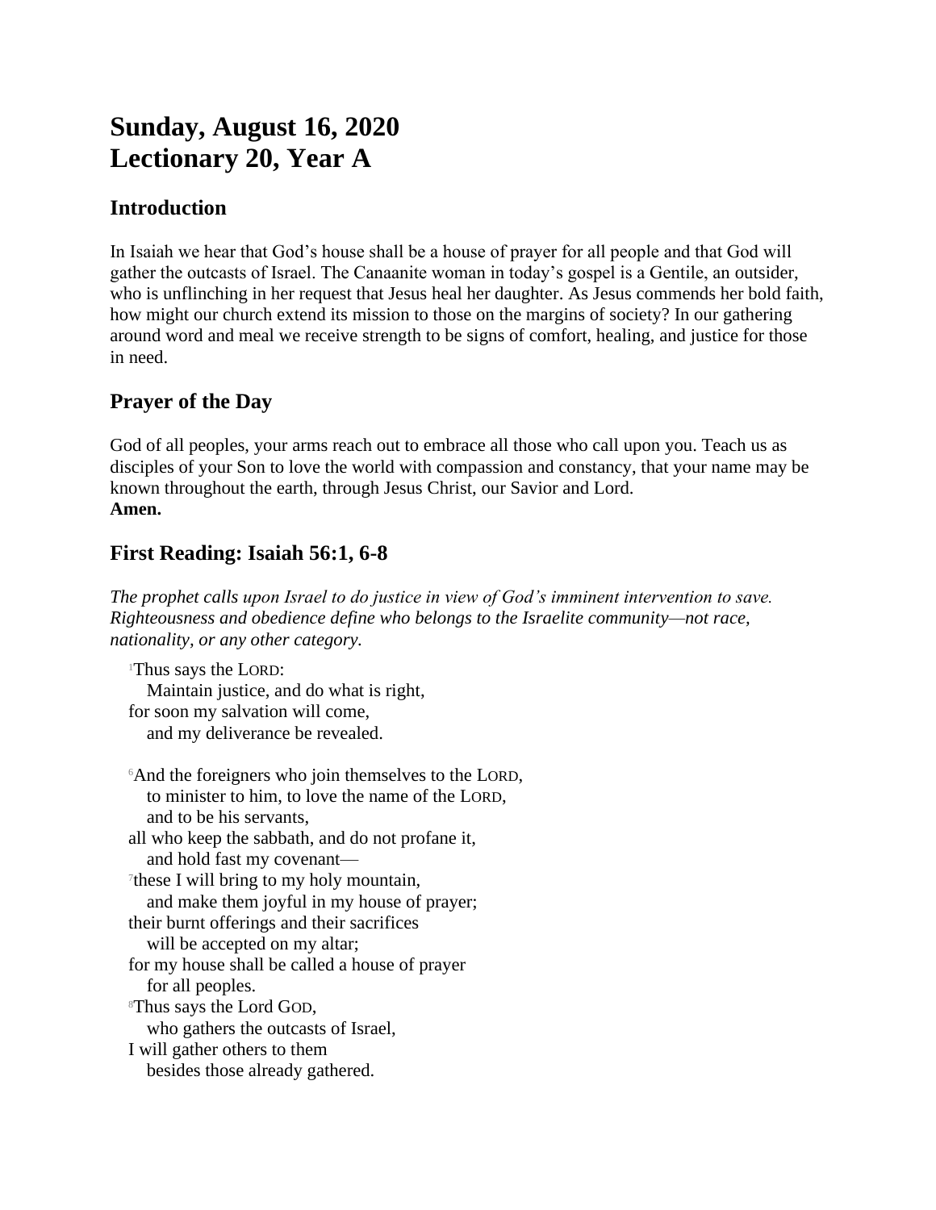# Sunday, August 16, 2020
# Lectionary 20, Year A

## Introduction

In Isaiah we hear that God's house shall be a house of prayer for all people and that God will gather the outcasts of Israel. The Canaanite woman in today's gospel is a Gentile, an outsider, who is unflinching in her request that Jesus heal her daughter. As Jesus commends her bold faith, how might our church extend its mission to those on the margins of society? In our gathering around word and meal we receive strength to be signs of comfort, healing, and justice for those in need.

## Prayer of the Day

God of all peoples, your arms reach out to embrace all those who call upon you. Teach us as disciples of your Son to love the world with compassion and constancy, that your name may be known throughout the earth, through Jesus Christ, our Savior and Lord.
**Amen.**

## First Reading: Isaiah 56:1, 6-8

*The prophet calls upon Israel to do justice in view of God's imminent intervention to save. Righteousness and obedience define who belongs to the Israelite community—not race, nationality, or any other category.*

[1]Thus says the LORD:
  Maintain justice, and do what is right,
for soon my salvation will come,
  and my deliverance be revealed.

[6]And the foreigners who join themselves to the LORD,
  to minister to him, to love the name of the LORD,
  and to be his servants,
all who keep the sabbath, and do not profane it,
  and hold fast my covenant—
[7]these I will bring to my holy mountain,
  and make them joyful in my house of prayer;
their burnt offerings and their sacrifices
  will be accepted on my altar;
for my house shall be called a house of prayer
  for all peoples.
[8]Thus says the Lord GOD,
  who gathers the outcasts of Israel,
I will gather others to them
  besides those already gathered.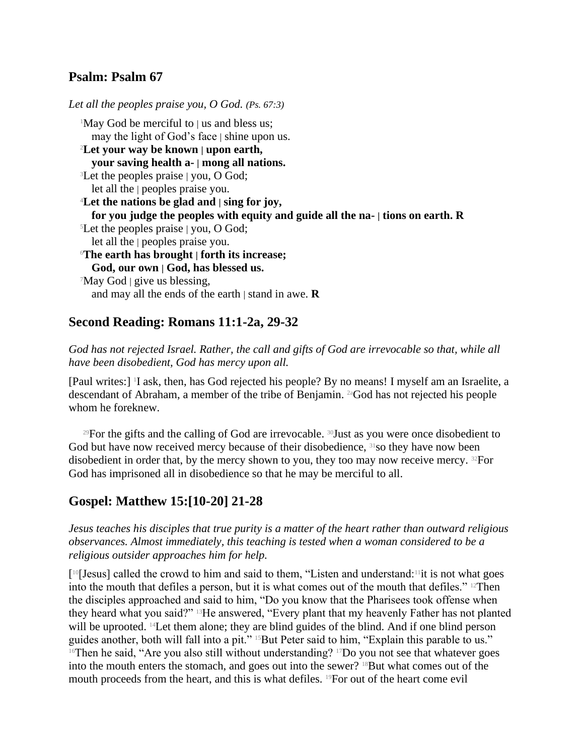## Psalm: Psalm 67

*Let all the peoples praise you, O God. (Ps. 67:3)*

[1]May God be merciful to | us and bless us;
  may the light of God's face | shine upon us.
[2]**Let your way be known | upon earth,**
  **your saving health a- | mong all nations.**
[3]Let the peoples praise | you, O God;
  let all the | peoples praise you.
[4]**Let the nations be glad and | sing for joy,**
  **for you judge the peoples with equity and guide all the na- | tions on earth. R**
[5]Let the peoples praise | you, O God;
  let all the | peoples praise you.
[6]**The earth has brought | forth its increase;**
  **God, our own | God, has blessed us.**
[7]May God | give us blessing,
  and may all the ends of the earth | stand in awe. **R**

## Second Reading: Romans 11:1-2a, 29-32

*God has not rejected Israel. Rather, the call and gifts of God are irrevocable so that, while all have been disobedient, God has mercy upon all.*

[Paul writes:] [1]I ask, then, has God rejected his people? By no means! I myself am an Israelite, a descendant of Abraham, a member of the tribe of Benjamin. [2a]God has not rejected his people whom he foreknew.

[29]For the gifts and the calling of God are irrevocable. [30]Just as you were once disobedient to God but have now received mercy because of their disobedience, [31]so they have now been disobedient in order that, by the mercy shown to you, they too may now receive mercy. [32]For God has imprisoned all in disobedience so that he may be merciful to all.

## Gospel: Matthew 15:[10-20] 21-28

*Jesus teaches his disciples that true purity is a matter of the heart rather than outward religious observances. Almost immediately, this teaching is tested when a woman considered to be a religious outsider approaches him for help.*

[[10][Jesus] called the crowd to him and said to them, "Listen and understand:[11]it is not what goes into the mouth that defiles a person, but it is what comes out of the mouth that defiles." [12]Then the disciples approached and said to him, "Do you know that the Pharisees took offense when they heard what you said?" [13]He answered, "Every plant that my heavenly Father has not planted will be uprooted. [14]Let them alone; they are blind guides of the blind. And if one blind person guides another, both will fall into a pit." [15]But Peter said to him, "Explain this parable to us." [16]Then he said, "Are you also still without understanding? [17]Do you not see that whatever goes into the mouth enters the stomach, and goes out into the sewer? [18]But what comes out of the mouth proceeds from the heart, and this is what defiles. [19]For out of the heart come evil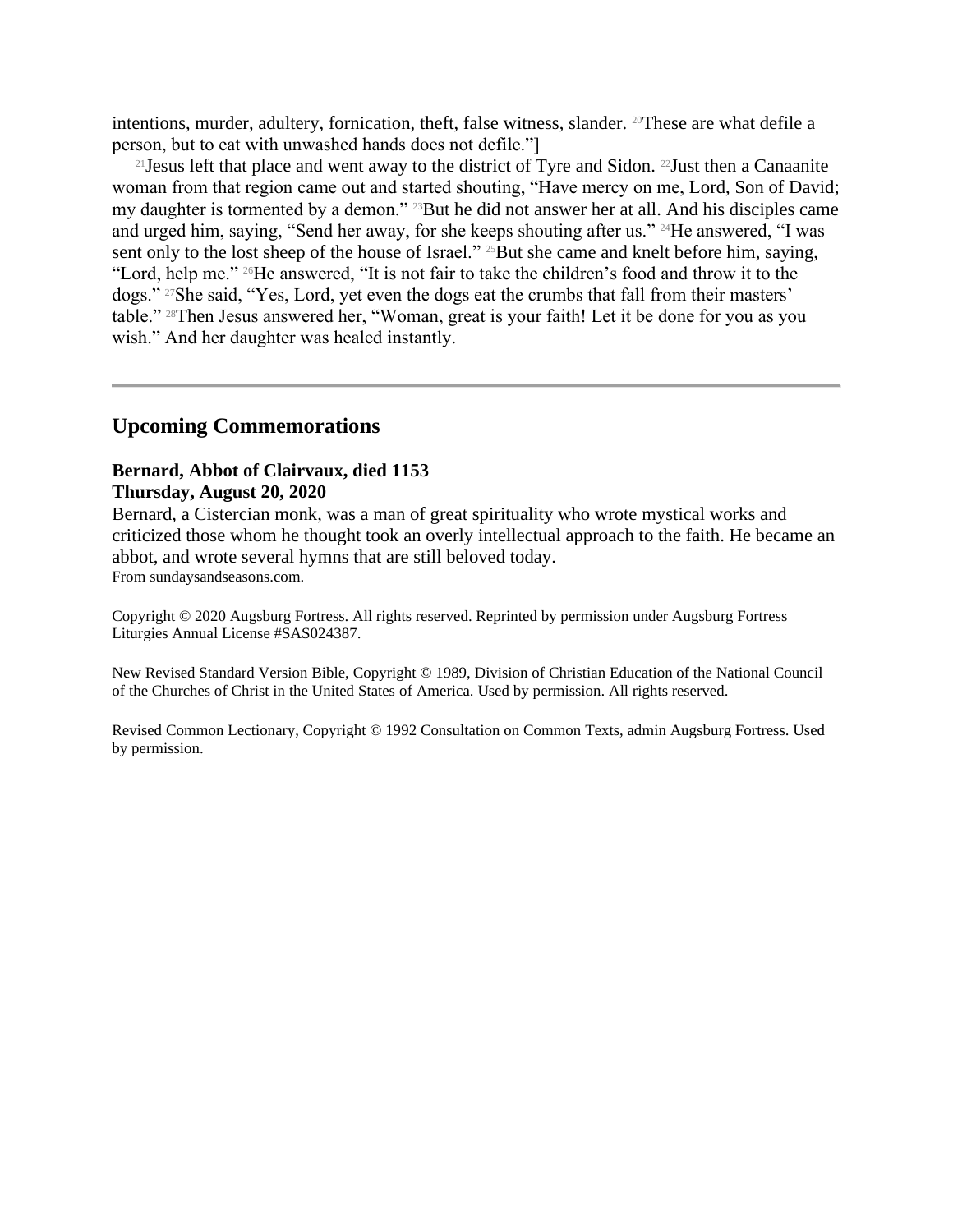intentions, murder, adultery, fornication, theft, false witness, slander. [20]These are what defile a person, but to eat with unwashed hands does not defile."]

[21]Jesus left that place and went away to the district of Tyre and Sidon. [22]Just then a Canaanite woman from that region came out and started shouting, "Have mercy on me, Lord, Son of David; my daughter is tormented by a demon." [23]But he did not answer her at all. And his disciples came and urged him, saying, "Send her away, for she keeps shouting after us." [24]He answered, "I was sent only to the lost sheep of the house of Israel." [25]But she came and knelt before him, saying, "Lord, help me." [26]He answered, "It is not fair to take the children's food and throw it to the dogs." [27]She said, "Yes, Lord, yet even the dogs eat the crumbs that fall from their masters' table." [28]Then Jesus answered her, "Woman, great is your faith! Let it be done for you as you wish." And her daughter was healed instantly.

---

## Upcoming Commemorations

**Bernard, Abbot of Clairvaux, died 1153**
**Thursday, August 20, 2020**

Bernard, a Cistercian monk, was a man of great spirituality who wrote mystical works and criticized those whom he thought took an overly intellectual approach to the faith. He became an abbot, and wrote several hymns that are still beloved today.
From sundaysandseasons.com.

Copyright © 2020 Augsburg Fortress. All rights reserved. Reprinted by permission under Augsburg Fortress Liturgies Annual License #SAS024387.

New Revised Standard Version Bible, Copyright © 1989, Division of Christian Education of the National Council of the Churches of Christ in the United States of America. Used by permission. All rights reserved.

Revised Common Lectionary, Copyright © 1992 Consultation on Common Texts, admin Augsburg Fortress. Used by permission.